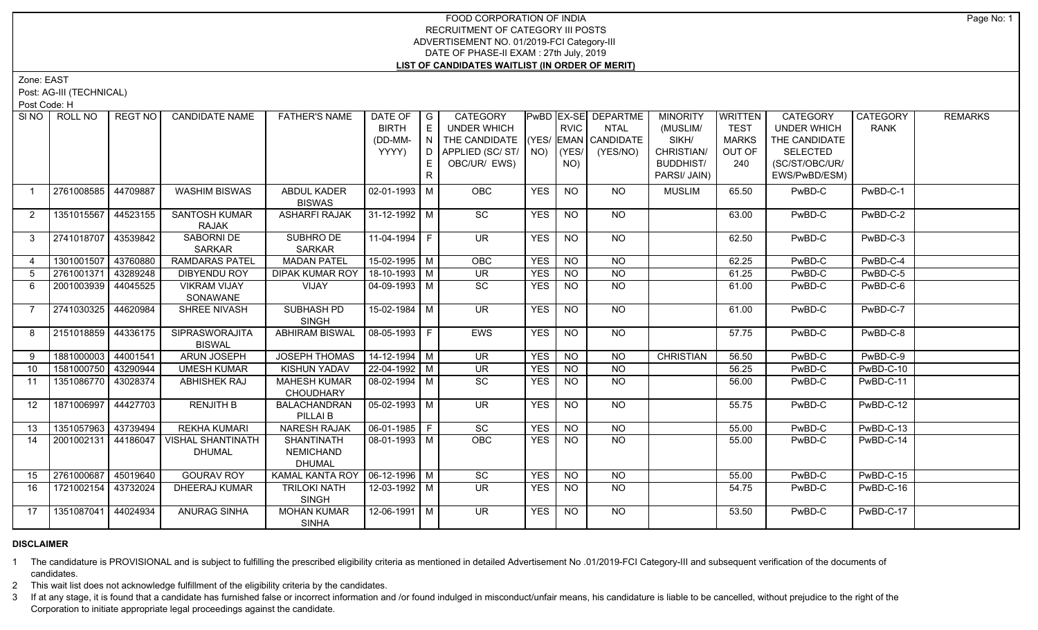# FOOD CORPORATION OF INDIA
## RECRUITMENT OF CATEGORY III POSTS
## ADVERTISEMENT NO. 01/2019-FCI Category-III
## DATE OF PHASE-II EXAM : 27th July, 2019
## LIST OF CANDIDATES WAITLIST (IN ORDER OF MERIT)

Zone: EAST

Post: AG-III (TECHNICAL)

Post Code: H

| SI NO | ROLL NO | REGT NO | CANDIDATE NAME | FATHER'S NAME | DATE OF BIRTH (DD-MM-YYYY) | GENDER | CATEGORY UNDER WHICH THE CANDIDATE APPLIED (SC/ ST/ OBC/UR/ EWS) | PwBD (YES/ NO) | EX-SERVICEMAN (YES/ NO) | DEPARTMENTAL CANDIDATE (YES/NO) | MINORITY (MUSLIM/ SIKH/ CHRISTIAN/ BUDDHIST/ PARSI/ JAIN) | WRITTEN TEST MARKS OUT OF 240 | CATEGORY UNDER WHICH THE CANDIDATE SELECTED (SC/ST/OBC/UR/ EWS/PwBD/ESM) | CATEGORY RANK | REMARKS |
|---|---|---|---|---|---|---|---|---|---|---|---|---|---|---|---|
| 1 | 2761008585 | 44709887 | WASHIM BISWAS | ABDUL KADER BISWAS | 02-01-1993 | M | OBC | YES | NO | NO | MUSLIM | 65.50 | PwBD-C | PwBD-C-1 | |
| 2 | 1351015567 | 44523155 | SANTOSH KUMAR RAJAK | ASHARFI RAJAK | 31-12-1992 | M | SC | YES | NO | NO | | 63.00 | PwBD-C | PwBD-C-2 | |
| 3 | 2741018707 | 43539842 | SABORNI DE SARKAR | SUBHRO DE SARKAR | 11-04-1994 | F | UR | YES | NO | NO | | 62.50 | PwBD-C | PwBD-C-3 | |
| 4 | 1301001507 | 43760880 | RAMDARAS PATEL | MADAN PATEL | 15-02-1995 | M | OBC | YES | NO | NO | | 62.25 | PwBD-C | PwBD-C-4 | |
| 5 | 2761001371 | 43289248 | DIBYENDU ROY | DIPAK KUMAR ROY | 18-10-1993 | M | UR | YES | NO | NO | | 61.25 | PwBD-C | PwBD-C-5 | |
| 6 | 2001003939 | 44045525 | VIKRAM VIJAY SONAWANE | VIJAY | 04-09-1993 | M | SC | YES | NO | NO | | 61.00 | PwBD-C | PwBD-C-6 | |
| 7 | 2741030325 | 44620984 | SHREE NIVASH | SUBHASH PD SINGH | 15-02-1984 | M | UR | YES | NO | NO | | 61.00 | PwBD-C | PwBD-C-7 | |
| 8 | 2151018859 | 44336175 | SIPRASWORAJITA BISWAL | ABHIRAM BISWAL | 08-05-1993 | F | EWS | YES | NO | NO | | 57.75 | PwBD-C | PwBD-C-8 | |
| 9 | 1881000003 | 44001541 | ARUN JOSEPH | JOSEPH THOMAS | 14-12-1994 | M | UR | YES | NO | NO | CHRISTIAN | 56.50 | PwBD-C | PwBD-C-9 | |
| 10 | 1581000750 | 43290944 | UMESH KUMAR | KISHUN YADAV | 22-04-1992 | M | UR | YES | NO | NO | | 56.25 | PwBD-C | PwBD-C-10 | |
| 11 | 1351086770 | 43028374 | ABHISHEK RAJ | MAHESH KUMAR CHOUDHARY | 08-02-1994 | M | SC | YES | NO | NO | | 56.00 | PwBD-C | PwBD-C-11 | |
| 12 | 1871006997 | 44427703 | RENJITH B | BALACHANDRAN PILLAI B | 05-02-1993 | M | UR | YES | NO | NO | | 55.75 | PwBD-C | PwBD-C-12 | |
| 13 | 1351057963 | 43739494 | REKHA KUMARI | NARESH RAJAK | 06-01-1985 | F | SC | YES | NO | NO | | 55.00 | PwBD-C | PwBD-C-13 | |
| 14 | 2001002131 | 44186047 | VISHAL SHANTINATH DHUMAL | SHANTINATH NEMICHAND DHUMAL | 08-01-1993 | M | OBC | YES | NO | NO | | 55.00 | PwBD-C | PwBD-C-14 | |
| 15 | 2761000687 | 45019640 | GOURAV ROY | KAMAL KANTA ROY | 06-12-1996 | M | SC | YES | NO | NO | | 55.00 | PwBD-C | PwBD-C-15 | |
| 16 | 1721002154 | 43732024 | DHEERAJ KUMAR | TRILOKI NATH SINGH | 12-03-1992 | M | UR | YES | NO | NO | | 54.75 | PwBD-C | PwBD-C-16 | |
| 17 | 1351087041 | 44024934 | ANURAG SINHA | MOHAN KUMAR SINHA | 12-06-1991 | M | UR | YES | NO | NO | | 53.50 | PwBD-C | PwBD-C-17 | |

**DISCLAIMER**

1 The candidature is PROVISIONAL and is subject to fulfilling the prescribed eligibility criteria as mentioned in detailed Advertisement No .01/2019-FCI Category-III and subsequent verification of the documents of candidates.

2 This wait list does not acknowledge fulfillment of the eligibility criteria by the candidates.

3 If at any stage, it is found that a candidate has furnished false or incorrect information and /or found indulged in misconduct/unfair means, his candidature is liable to be cancelled, without prejudice to the right of the Corporation to initiate appropriate legal proceedings against the candidate.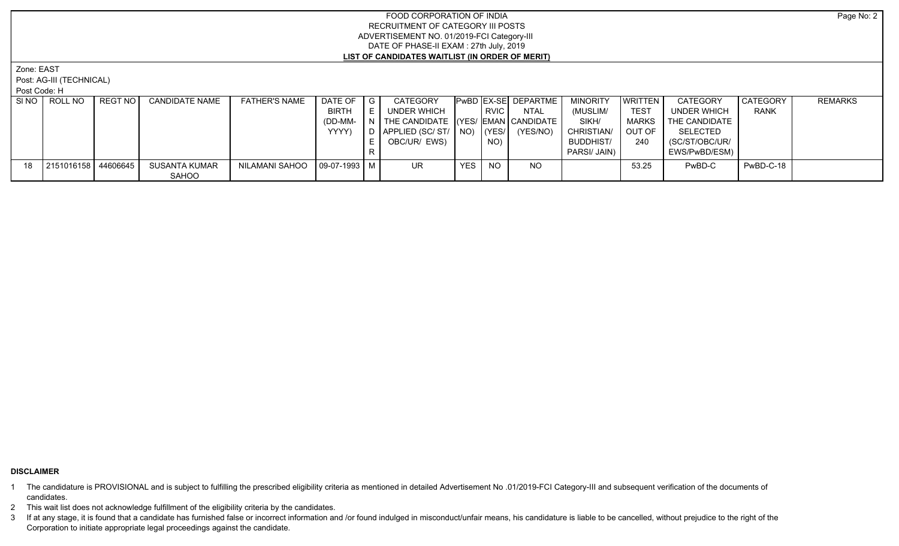FOOD CORPORATION OF INDIA
RECRUITMENT OF CATEGORY III POSTS
ADVERTISEMENT NO. 01/2019-FCI Category-III
DATE OF PHASE-II EXAM : 27th July, 2019

**LIST OF CANDIDATES WAITLIST (IN ORDER OF MERIT)**

Zone: EAST
Post: AG-III (TECHNICAL)
Post Code: H

| Sl NO | ROLL NO | REGT NO | CANDIDATE NAME | FATHER'S NAME | DATE OF BIRTH (DD-MM-YYYY) | GENDER | CATEGORY UNDER WHICH THE CANDIDATE APPLIED (SC/ ST/ OBC/UR/ EWS) | PwBD (YES/ NO) | EX-SERVICEMAN (YES/ NO) | DEPARTMENTAL CANDIDATE (YES/NO) | MINORITY (MUSLIM/ SIKH/ CHRISTIAN/ BUDDHIST/ PARSI/ JAIN) | WRITTEN TEST MARKS OUT OF 240 | CATEGORY UNDER WHICH THE CANDIDATE SELECTED (SC/ST/OBC/UR/ EWS/PwBD/ESM) | CATEGORY RANK | REMARKS |
|---|---|---|---|---|---|---|---|---|---|---|---|---|---|---|---|
| 18 | 2151016158 | 44606645 | SUSANTA KUMAR SAHOO | NILAMANI SAHOO | 09-07-1993 | M | UR | YES | NO | NO | | 53.25 | PwBD-C | PwBD-C-18 | |

**DISCLAIMER**

1. The candidature is PROVISIONAL and is subject to fulfilling the prescribed eligibility criteria as mentioned in detailed Advertisement No .01/2019-FCI Category-III and subsequent verification of the documents of candidates.
2. This wait list does not acknowledge fulfillment of the eligibility criteria by the candidates.
3. If at any stage, it is found that a candidate has furnished false or incorrect information and /or found indulged in misconduct/unfair means, his candidature is liable to be cancelled, without prejudice to the right of the Corporation to initiate appropriate legal proceedings against the candidate.